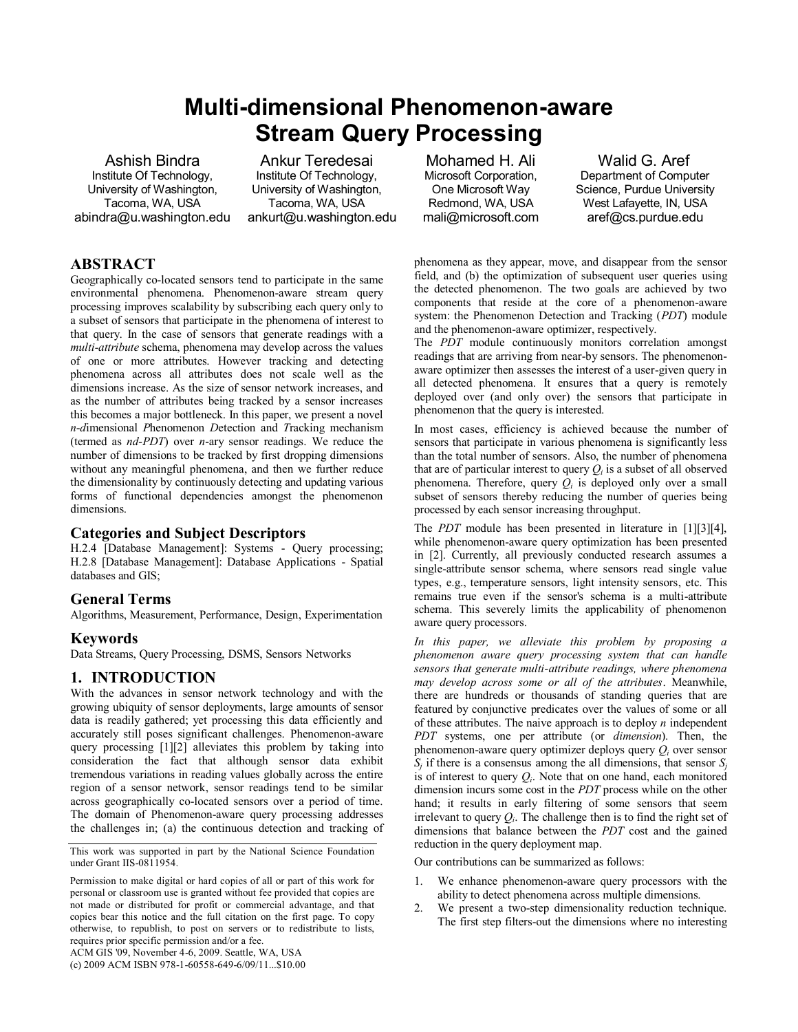# Multi-dimensional Phenomenon-aware Stream Query Processing

Ashish Bindra
Institute Of Technology,
University of Washington,
Tacoma, WA, USA
abindra@u.washington.edu

Ankur Teredesai
Institute Of Technology,
University of Washington,
Tacoma, WA, USA
ankurt@u.washington.edu

Mohamed H. Ali
Microsoft Corporation,
One Microsoft Way
Redmond, WA, USA
mali@microsoft.com

Walid G. Aref
Department of Computer Science, Purdue University
West Lafayette, IN, USA
aref@cs.purdue.edu

## ABSTRACT

Geographically co-located sensors tend to participate in the same environmental phenomena. Phenomenon-aware stream query processing improves scalability by subscribing each query only to a subset of sensors that participate in the phenomena of interest to that query. In the case of sensors that generate readings with a *multi-attribute* schema, phenomena may develop across the values of one or more attributes. However tracking and detecting phenomena across all attributes does not scale well as the dimensions increase. As the size of sensor network increases, and as the number of attributes being tracked by a sensor increases this becomes a major bottleneck. In this paper, we present a novel *n-di*mensional *P*henomenon *D*etection and *T*racking mechanism (termed as *nd-PDT*) over *n*-ary sensor readings. We reduce the number of dimensions to be tracked by first dropping dimensions without any meaningful phenomena, and then we further reduce the dimensionality by continuously detecting and updating various forms of functional dependencies amongst the phenomenon dimensions.

### Categories and Subject Descriptors

H.2.4 [Database Management]: Systems - Query processing; H.2.8 [Database Management]: Database Applications - Spatial databases and GIS;

### General Terms

Algorithms, Measurement, Performance, Design, Experimentation

### Keywords

Data Streams, Query Processing, DSMS, Sensors Networks

## 1. INTRODUCTION

With the advances in sensor network technology and with the growing ubiquity of sensor deployments, large amounts of sensor data is readily gathered; yet processing this data efficiently and accurately still poses significant challenges. Phenomenon-aware query processing [1][2] alleviates this problem by taking into consideration the fact that although sensor data exhibit tremendous variations in reading values globally across the entire region of a sensor network, sensor readings tend to be similar across geographically co-located sensors over a period of time. The domain of Phenomenon-aware query processing addresses the challenges in; (a) the continuous detection and tracking of phenomena as they appear, move, and disappear from the sensor field, and (b) the optimization of subsequent user queries using the detected phenomenon. The two goals are achieved by two components that reside at the core of a phenomenon-aware system: the Phenomenon Detection and Tracking (*PDT*) module and the phenomenon-aware optimizer, respectively.

The *PDT* module continuously monitors correlation amongst readings that are arriving from near-by sensors. The phenomenon-aware optimizer then assesses the interest of a user-given query in all detected phenomena. It ensures that a query is remotely deployed over (and only over) the sensors that participate in phenomenon that the query is interested.

In most cases, efficiency is achieved because the number of sensors that participate in various phenomena is significantly less than the total number of sensors. Also, the number of phenomena that are of particular interest to query $Q_i$ is a subset of all observed phenomena. Therefore, query $Q_i$ is deployed only over a small subset of sensors thereby reducing the number of queries being processed by each sensor increasing throughput.

The *PDT* module has been presented in literature in [1][3][4], while phenomenon-aware query optimization has been presented in [2]. Currently, all previously conducted research assumes a single-attribute sensor schema, where sensors read single value types, e.g., temperature sensors, light intensity sensors, etc. This remains true even if the sensor's schema is a multi-attribute schema. This severely limits the applicability of phenomenon aware query processors.

*In this paper, we alleviate this problem by proposing a phenomenon aware query processing system that can handle sensors that generate multi-attribute readings, where phenomena may develop across some or all of the attributes*. Meanwhile, there are hundreds or thousands of standing queries that are featured by conjunctive predicates over the values of some or all of these attributes. The naive approach is to deploy *n* independent *PDT* systems, one per attribute (or *dimension*). Then, the phenomenon-aware query optimizer deploys query $Q_i$ over sensor $S_j$ if there is a consensus among the all dimensions, that sensor $S_j$ is of interest to query $Q_i$. Note that on one hand, each monitored dimension incurs some cost in the *PDT* process while on the other hand; it results in early filtering of some sensors that seem irrelevant to query $Q_i$. The challenge then is to find the right set of dimensions that balance between the *PDT* cost and the gained reduction in the query deployment map.

Our contributions can be summarized as follows:

1. We enhance phenomenon-aware query processors with the ability to detect phenomena across multiple dimensions.
2. We present a two-step dimensionality reduction technique. The first step filters-out the dimensions where no interesting

---

This work was supported in part by the National Science Foundation under Grant IIS-0811954.

Permission to make digital or hard copies of all or part of this work for personal or classroom use is granted without fee provided that copies are not made or distributed for profit or commercial advantage, and that copies bear this notice and the full citation on the first page. To copy otherwise, to republish, to post on servers or to redistribute to lists, requires prior specific permission and/or a fee.
ACM GIS '09, November 4-6, 2009. Seattle, WA, USA
(c) 2009 ACM ISBN 978-1-60558-649-6/09/11...$10.00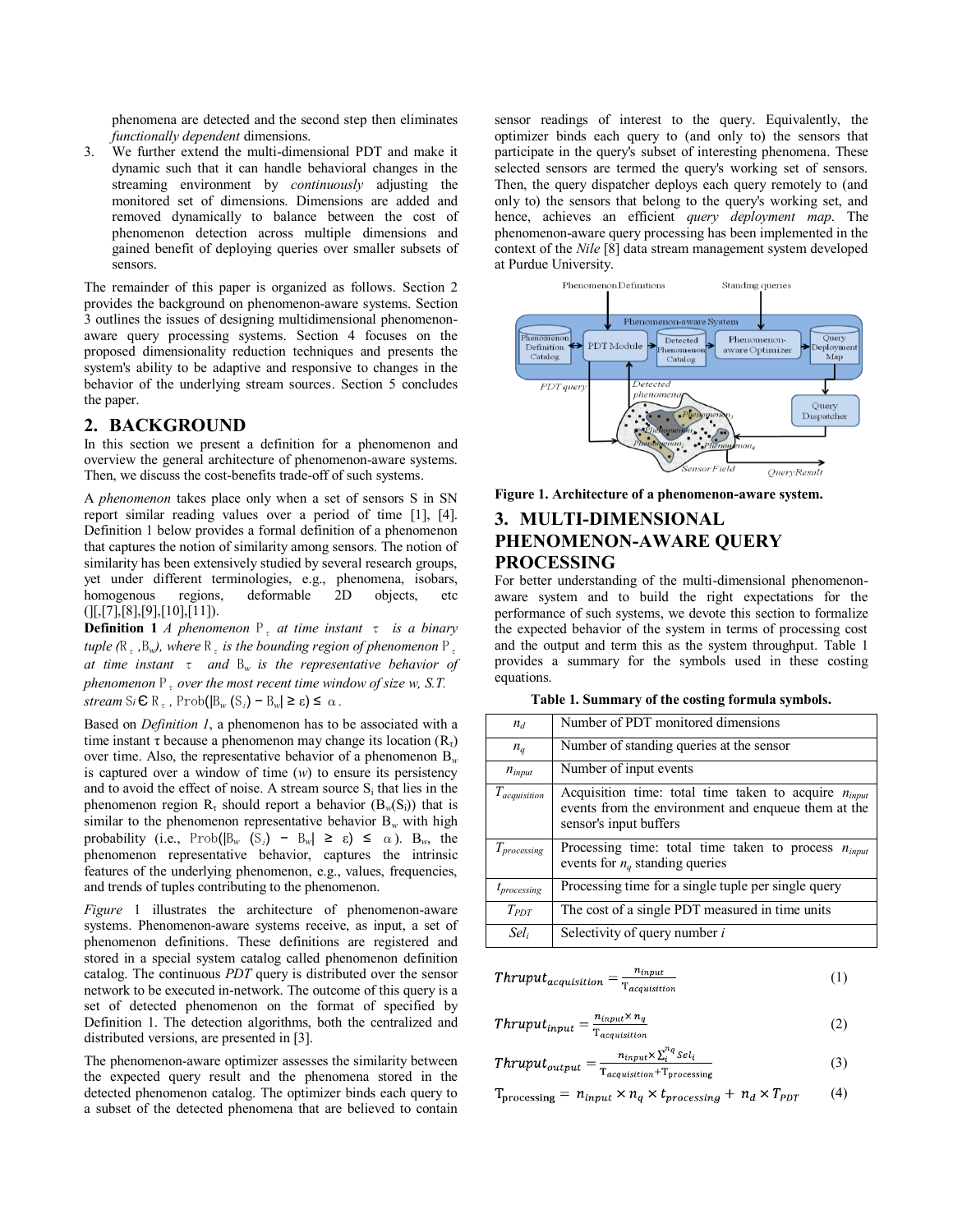phenomena are detected and the second step then eliminates *functionally dependent* dimensions.

3. We further extend the multi-dimensional PDT and make it dynamic such that it can handle behavioral changes in the streaming environment by *continuously* adjusting the monitored set of dimensions. Dimensions are added and removed dynamically to balance between the cost of phenomenon detection across multiple dimensions and gained benefit of deploying queries over smaller subsets of sensors.

The remainder of this paper is organized as follows. Section 2 provides the background on phenomenon-aware systems. Section 3 outlines the issues of designing multidimensional phenomenon-aware query processing systems. Section 4 focuses on the proposed dimensionality reduction techniques and presents the system's ability to be adaptive and responsive to changes in the behavior of the underlying stream sources. Section 5 concludes the paper.

## 2. BACKGROUND

In this section we present a definition for a phenomenon and overview the general architecture of phenomenon-aware systems. Then, we discuss the cost-benefits trade-off of such systems.

A *phenomenon* takes place only when a set of sensors S in SN report similar reading values over a period of time [1], [4]. Definition 1 below provides a formal definition of a phenomenon that captures the notion of similarity among sensors. The notion of similarity has been extensively studied by several research groups, yet under different terminologies, e.g., phenomena, isobars, homogenous regions, deformable 2D objects, etc ([],[7],[8],[9],[10],[11]).

**Definition 1** *A phenomenon $P_\tau$ at time instant $\tau$ is a binary tuple ($R_\tau$, $B_w$), where $R_\tau$ is the bounding region of phenomenon $P_\tau$ at time instant $\tau$ and $B_w$ is the representative behavior of phenomenon $P_\tau$ over the most recent time window of size w, S.T. stream $S_i \in R_\tau$, $\text{Prob}(|B_w(S_i) - B_w| \geq \varepsilon) \leq \alpha$.*

Based on *Definition 1*, a phenomenon has to be associated with a time instant τ because a phenomenon may change its location ($R_\tau$) over time. Also, the representative behavior of a phenomenon $B_w$ is captured over a window of time (*w*) to ensure its persistency and to avoid the effect of noise. A stream source $S_i$ that lies in the phenomenon region $R_\tau$ should report a behavior ($B_w(S_i)$) that is similar to the phenomenon representative behavior $B_w$ with high probability (i.e., $\text{Prob}(|B_w(S_i) - B_w| \geq \varepsilon) \leq \alpha$). $B_w$, the phenomenon representative behavior, captures the intrinsic features of the underlying phenomenon, e.g., values, frequencies, and trends of tuples contributing to the phenomenon.

*Figure* 1 illustrates the architecture of phenomenon-aware systems. Phenomenon-aware systems receive, as input, a set of phenomenon definitions. These definitions are registered and stored in a special system catalog called phenomenon definition catalog. The continuous *PDT* query is distributed over the sensor network to be executed in-network. The outcome of this query is a set of detected phenomenon on the format of specified by Definition 1. The detection algorithms, both the centralized and distributed versions, are presented in [3].

The phenomenon-aware optimizer assesses the similarity between the expected query result and the phenomena stored in the detected phenomenon catalog. The optimizer binds each query to a subset of the detected phenomena that are believed to contain sensor readings of interest to the query. Equivalently, the optimizer binds each query to (and only to) the sensors that participate in the query's subset of interesting phenomena. These selected sensors are termed the query's working set of sensors. Then, the query dispatcher deploys each query remotely to (and only to) the sensors that belong to the query's working set, and hence, achieves an efficient *query deployment map*. The phenomenon-aware query processing has been implemented in the context of the *Nile* [8] data stream management system developed at Purdue University.

**Figure 1. Architecture of a phenomenon-aware system.**

## 3. MULTI-DIMENSIONAL PHENOMENON-AWARE QUERY PROCESSING

For better understanding of the multi-dimensional phenomenon-aware system and to build the right expectations for the performance of such systems, we devote this section to formalize the expected behavior of the system in terms of processing cost and the output and term this as the system throughput. Table 1 provides a summary for the symbols used in these costing equations.

**Table 1. Summary of the costing formula symbols.**

| | |
|---|---|
| $n_d$ | Number of PDT monitored dimensions |
| $n_q$ | Number of standing queries at the sensor |
| $n_{input}$ | Number of input events |
| $T_{acquisition}$ | Acquisition time: total time taken to acquire $n_{input}$ events from the environment and enqueue them at the sensor's input buffers |
| $T_{processing}$ | Processing time: total time taken to process $n_{input}$ events for $n_q$ standing queries |
| $t_{processing}$ | Processing time for a single tuple per single query |
| $T_{PDT}$ | The cost of a single PDT measured in time units |
| $Sel_i$ | Selectivity of query number *i* |

$$Thruput_{acquisition} = \frac{n_{input}}{T_{acquisition}} \quad (1)$$

$$Thruput_{input} = \frac{n_{input} \times n_q}{T_{acquisition}} \quad (2)$$

$$Thruput_{output} = \frac{n_{input} \times \sum_i^{n_q} Sel_i}{T_{acquisition} + T_{processing}} \quad (3)$$

$$T_{processing} = n_{input} \times n_q \times t_{processing} + n_d \times T_{PDT} \quad (4)$$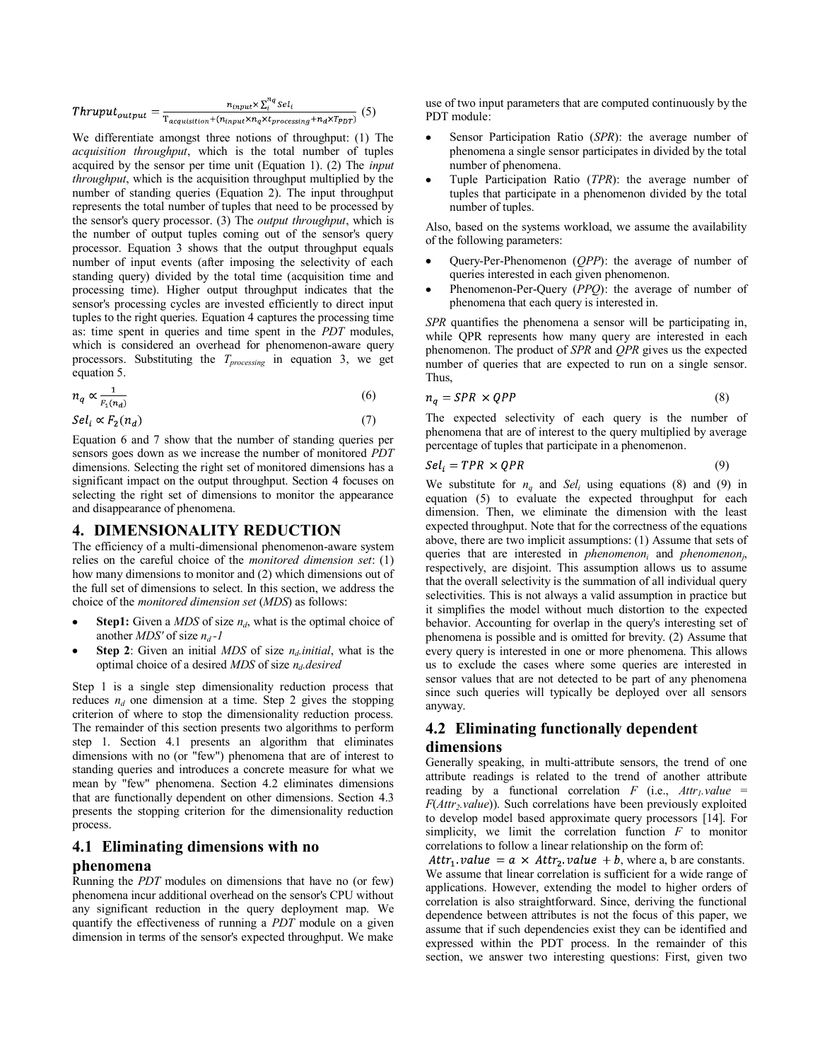$$Thruput_{output} = \frac{n_{input} \times \sum_{i}^{n_q} Sel_i}{T_{acquisition} + (n_{input} \times n_q \times t_{processing} + n_d \times T_{PDT})} \quad (5)$$

We differentiate amongst three notions of throughput: (1) The *acquisition throughput*, which is the total number of tuples acquired by the sensor per time unit (Equation 1). (2) The *input throughput*, which is the acquisition throughput multiplied by the number of standing queries (Equation 2). The input throughput represents the total number of tuples that need to be processed by the sensor's query processor. (3) The *output throughput*, which is the number of output tuples coming out of the sensor's query processor. Equation 3 shows that the output throughput equals number of input events (after imposing the selectivity of each standing query) divided by the total time (acquisition time and processing time). Higher output throughput indicates that the sensor's processing cycles are invested efficiently to direct input tuples to the right queries. Equation 4 captures the processing time as: time spent in queries and time spent in the *PDT* modules, which is considered an overhead for phenomenon-aware query processors. Substituting the $T_{processing}$ in equation 3, we get equation 5.

$$n_q \propto \frac{1}{F_1(n_d)} \quad (6)$$

$$Sel_i \propto F_2(n_d) \quad (7)$$

Equation 6 and 7 show that the number of standing queries per sensors goes down as we increase the number of monitored *PDT* dimensions. Selecting the right set of monitored dimensions has a significant impact on the output throughput. Section 4 focuses on selecting the right set of dimensions to monitor the appearance and disappearance of phenomena.

## 4. DIMENSIONALITY REDUCTION

The efficiency of a multi-dimensional phenomenon-aware system relies on the careful choice of the *monitored dimension set*: (1) how many dimensions to monitor and (2) which dimensions out of the full set of dimensions to select. In this section, we address the choice of the *monitored dimension set* (*MDS*) as follows:

- **Step1:** Given a *MDS* of size $n_d$, what is the optimal choice of another *MDS'* of size $n_d$*-1*
- **Step 2**: Given an initial *MDS* of size $n_{d}.initial$, what is the optimal choice of a desired *MDS* of size $n_{d}.desired$

Step 1 is a single step dimensionality reduction process that reduces $n_d$ one dimension at a time. Step 2 gives the stopping criterion of where to stop the dimensionality reduction process. The remainder of this section presents two algorithms to perform step 1. Section 4.1 presents an algorithm that eliminates dimensions with no (or "few") phenomena that are of interest to standing queries and introduces a concrete measure for what we mean by "few" phenomena. Section 4.2 eliminates dimensions that are functionally dependent on other dimensions. Section 4.3 presents the stopping criterion for the dimensionality reduction process.

### 4.1 Eliminating dimensions with no phenomena

Running the *PDT* modules on dimensions that have no (or few) phenomena incur additional overhead on the sensor's CPU without any significant reduction in the query deployment map. We quantify the effectiveness of running a *PDT* module on a given dimension in terms of the sensor's expected throughput. We make use of two input parameters that are computed continuously by the PDT module:

- Sensor Participation Ratio (*SPR*): the average number of phenomena a single sensor participates in divided by the total number of phenomena.
- Tuple Participation Ratio (*TPR*): the average number of tuples that participate in a phenomenon divided by the total number of tuples.

Also, based on the systems workload, we assume the availability of the following parameters:

- Query-Per-Phenomenon (*QPP*): the average of number of queries interested in each given phenomenon.
- Phenomenon-Per-Query (*PPQ*): the average of number of phenomena that each query is interested in.

*SPR* quantifies the phenomena a sensor will be participating in, while QPR represents how many query are interested in each phenomenon. The product of *SPR* and *QPR* gives us the expected number of queries that are expected to run on a single sensor. Thus,

$$n_q = SPR \times QPP \quad (8)$$

The expected selectivity of each query is the number of phenomena that are of interest to the query multiplied by average percentage of tuples that participate in a phenomenon.

$$Sel_i = TPR \times QPR \quad (9)$$

We substitute for $n_q$ and $Sel_i$ using equations (8) and (9) in equation (5) to evaluate the expected throughput for each dimension. Then, we eliminate the dimension with the least expected throughput. Note that for the correctness of the equations above, there are two implicit assumptions: (1) Assume that sets of queries that are interested in *phenomenon*$_i$ and *phenomenon*$_j$, respectively, are disjoint. This assumption allows us to assume that the overall selectivity is the summation of all individual query selectivities. This is not always a valid assumption in practice but it simplifies the model without much distortion to the expected behavior. Accounting for overlap in the query's interesting set of phenomena is possible and is omitted for brevity. (2) Assume that every query is interested in one or more phenomena. This allows us to exclude the cases where some queries are interested in sensor values that are not detected to be part of any phenomena since such queries will typically be deployed over all sensors anyway.

### 4.2 Eliminating functionally dependent dimensions

Generally speaking, in multi-attribute sensors, the trend of one attribute readings is related to the trend of another attribute reading by a functional correlation *F* (i.e., $Attr_1.value$ = $F(Attr_2.value)$). Such correlations have been previously exploited to develop model based approximate query processors [14]. For simplicity, we limit the correlation function *F* to monitor correlations to follow a linear relationship on the form of: $Attr_1.value = a \times Attr_2.value + b$, where a, b are constants. We assume that linear correlation is sufficient for a wide range of applications. However, extending the model to higher orders of correlation is also straightforward. Since, deriving the functional dependence between attributes is not the focus of this paper, we assume that if such dependencies exist they can be identified and expressed within the PDT process. In the remainder of this section, we answer two interesting questions: First, given two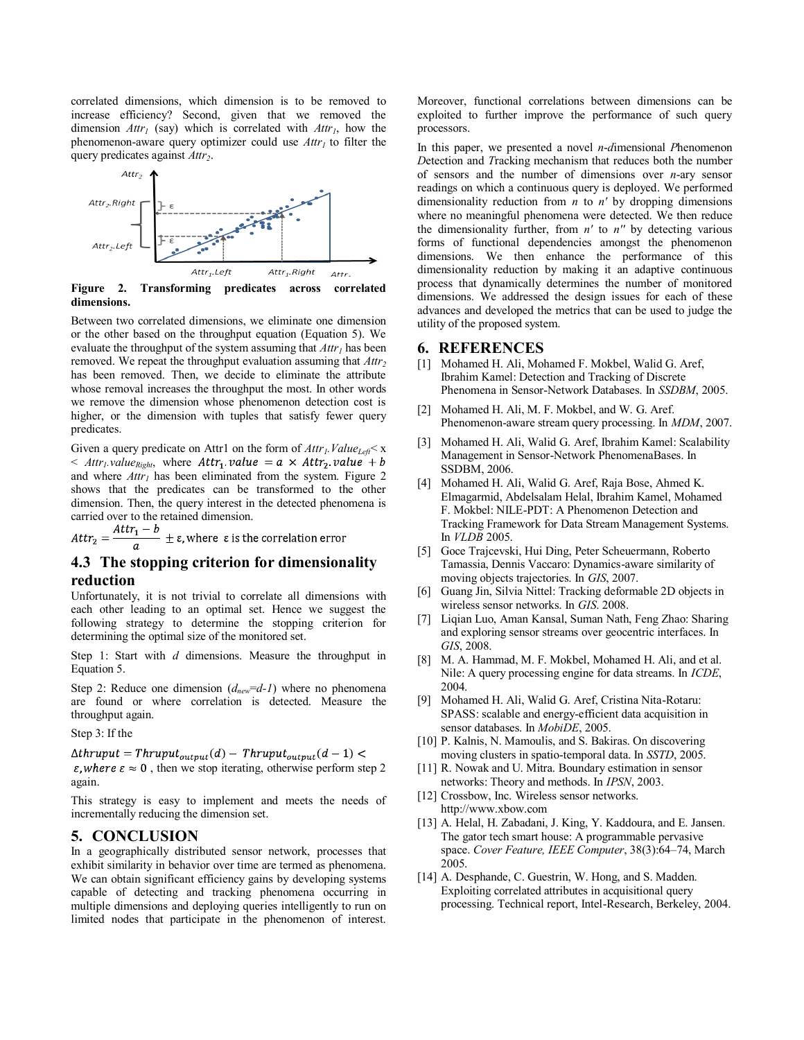correlated dimensions, which dimension is to be removed to increase efficiency? Second, given that we removed the dimension $Attr_1$ (say) which is correlated with $Attr_1$, how the phenomenon-aware query optimizer could use $Attr_1$ to filter the query predicates against $Attr_2$.

$Attr_2$

$Attr_2.Right$

$Attr_2.Left$

ε

ε

$Attr_1.Left$

$Attr_1.Right$

$Attr_1$

**Figure 2. Transforming predicates across correlated dimensions.**

Between two correlated dimensions, we eliminate one dimension or the other based on the throughput equation (Equation 5). We evaluate the throughput of the system assuming that $Attr_1$ has been removed. We repeat the throughput evaluation assuming that $Attr_2$ has been removed. Then, we decide to eliminate the attribute whose removal increases the throughput the most. In other words we remove the dimension whose phenomenon detection cost is higher, or the dimension with tuples that satisfy fewer query predicates.

Given a query predicate on Attr1 on the form of $Attr_1.Value_{Left} <$ x $< Attr_1.value_{Right}$, where $Attr_1.value = a \times Attr_2.value + b$ and where $Attr_1$ has been eliminated from the system. Figure 2 shows that the predicates can be transformed to the other dimension. Then, the query interest in the detected phenomena is carried over to the retained dimension.

$$Attr_2 = \frac{Attr_1 - b}{a} \pm \varepsilon, \text{where } \varepsilon \text{ is the correlation error}$$

## 4.3 The stopping criterion for dimensionality reduction

Unfortunately, it is not trivial to correlate all dimensions with each other leading to an optimal set. Hence we suggest the following strategy to determine the stopping criterion for determining the optimal size of the monitored set.

Step 1: Start with *d* dimensions. Measure the throughput in Equation 5.

Step 2: Reduce one dimension ($d_{new}=d-1$) where no phenomena are found or where correlation is detected. Measure the throughput again.

Step 3: If the

$$\Delta thrupt = Thruput_{output}(d) - Thruput_{output}(d-1) < \varepsilon, where\ \varepsilon \approx 0$$

, then we stop iterating, otherwise perform step 2 again.

This strategy is easy to implement and meets the needs of incrementally reducing the dimension set.

## 5. CONCLUSION

In a geographically distributed sensor network, processes that exhibit similarity in behavior over time are termed as phenomena. We can obtain significant efficiency gains by developing systems capable of detecting and tracking phenomena occurring in multiple dimensions and deploying queries intelligently to run on limited nodes that participate in the phenomenon of interest. Moreover, functional correlations between dimensions can be exploited to further improve the performance of such query processors.

In this paper, we presented a novel *n*-*d*imensional *P*henomenon *D*etection and *T*racking mechanism that reduces both the number of sensors and the number of dimensions over *n*-ary sensor readings on which a continuous query is deployed. We performed dimensionality reduction from $n$ to $n'$ by dropping dimensions where no meaningful phenomena were detected. We then reduce the dimensionality further, from $n'$ to $n''$ by detecting various forms of functional dependencies amongst the phenomenon dimensions. We then enhance the performance of this dimensionality reduction by making it an adaptive continuous process that dynamically determines the number of monitored dimensions. We addressed the design issues for each of these advances and developed the metrics that can be used to judge the utility of the proposed system.

## 6. REFERENCES

[1] Mohamed H. Ali, Mohamed F. Mokbel, Walid G. Aref, Ibrahim Kamel: Detection and Tracking of Discrete Phenomena in Sensor-Network Databases. In *SSDBM*, 2005.

[2] Mohamed H. Ali, M. F. Mokbel, and W. G. Aref. Phenomenon-aware stream query processing. In *MDM*, 2007.

[3] Mohamed H. Ali, Walid G. Aref, Ibrahim Kamel: Scalability Management in Sensor-Network PhenomenaBases. In SSDBM, 2006.

[4] Mohamed H. Ali, Walid G. Aref, Raja Bose, Ahmed K. Elmagarmid, Abdelsalam Helal, Ibrahim Kamel, Mohamed F. Mokbel: NILE-PDT: A Phenomenon Detection and Tracking Framework for Data Stream Management Systems. In *VLDB* 2005.

[5] Goce Trajcevski, Hui Ding, Peter Scheuermann, Roberto Tamassia, Dennis Vaccaro: Dynamics-aware similarity of moving objects trajectories. In *GIS*, 2007.

[6] Guang Jin, Silvia Nittel: Tracking deformable 2D objects in wireless sensor networks. In *GIS*. 2008.

[7] Liqian Luo, Aman Kansal, Suman Nath, Feng Zhao: Sharing and exploring sensor streams over geocentric interfaces. In *GIS*, 2008.

[8] M. A. Hammad, M. F. Mokbel, Mohamed H. Ali, and et al. Nile: A query processing engine for data streams. In *ICDE*, 2004.

[9] Mohamed H. Ali, Walid G. Aref, Cristina Nita-Rotaru: SPASS: scalable and energy-efficient data acquisition in sensor databases. In *MobiDE*, 2005.

[10] P. Kalnis, N. Mamoulis, and S. Bakiras. On discovering moving clusters in spatio-temporal data. In *SSTD*, 2005.

[11] R. Nowak and U. Mitra. Boundary estimation in sensor networks: Theory and methods. In *IPSN*, 2003.

[12] Crossbow, Inc. Wireless sensor networks. http://www.xbow.com

[13] A. Helal, H. Zabadani, J. King, Y. Kaddoura, and E. Jansen. The gator tech smart house: A programmable pervasive space. *Cover Feature, IEEE Computer*, 38(3):64–74, March 2005.

[14] A. Desphande, C. Guestrin, W. Hong, and S. Madden. Exploiting correlated attributes in acquisitional query processing. Technical report, Intel-Research, Berkeley, 2004.